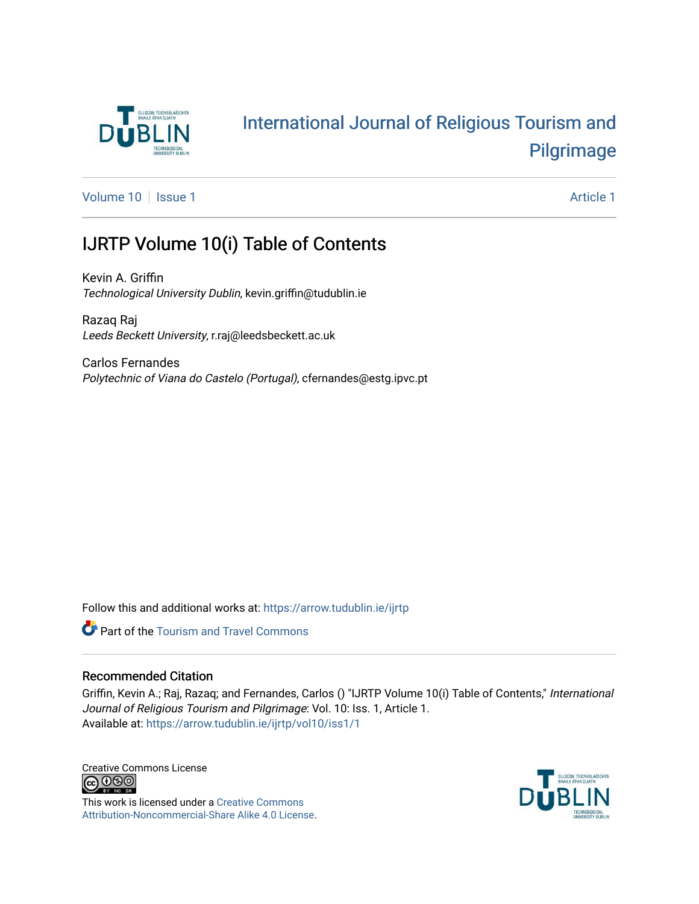International Journal of Religious Tourism and Pilgrimage

Volume 10 | Issue 1 | Article 1

# IJRTP Volume 10(i) Table of Contents

Kevin A. Griffin
*Technological University Dublin*, kevin.griffin@tudublin.ie

Razaq Raj
*Leeds Beckett University*, r.raj@leedsbeckett.ac.uk

Carlos Fernandes
*Polytechnic of Viana do Castelo (Portugal)*, cfernandes@estg.ipvc.pt

Follow this and additional works at: https://arrow.tudublin.ie/ijrtp

Part of the Tourism and Travel Commons

## Recommended Citation

Griffin, Kevin A.; Raj, Razaq; and Fernandes, Carlos () "IJRTP Volume 10(i) Table of Contents," *International Journal of Religious Tourism and Pilgrimage*: Vol. 10: Iss. 1, Article 1.
Available at: https://arrow.tudublin.ie/ijrtp/vol10/iss1/1

Creative Commons License

This work is licensed under a Creative Commons Attribution-Noncommercial-Share Alike 4.0 License.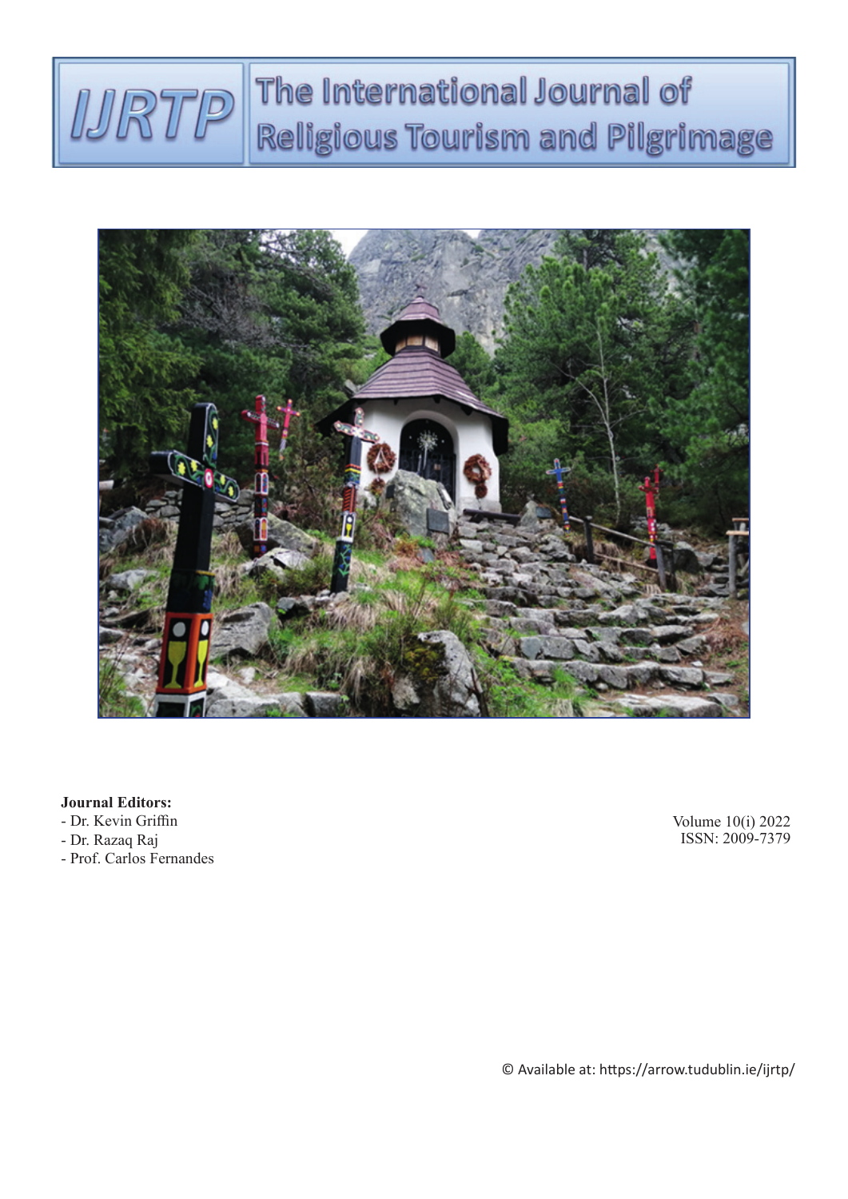# IJRTP The International Journal of Religious Tourism and Pilgrimage

**Journal Editors:**

- Dr. Kevin Griffin
- Dr. Razaq Raj
- Prof. Carlos Fernandes

Volume 10(i) 2022
ISSN: 2009-7379

© Available at: https://arrow.tudublin.ie/ijrtp/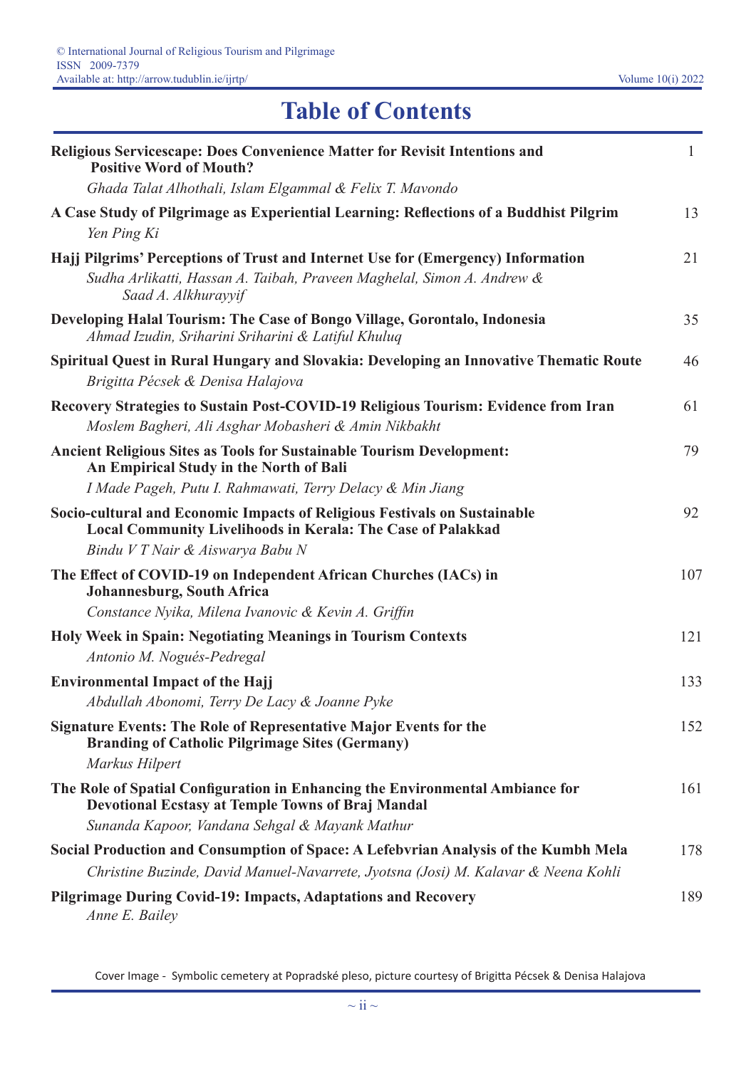# Table of Contents

**Religious Servicescape: Does Convenience Matter for Revisit Intentions and Positive Word of Mouth?** 1
*Ghada Talat Alhothali, Islam Elgammal & Felix T. Mavondo*

**A Case Study of Pilgrimage as Experiential Learning: Reflections of a Buddhist Pilgrim** 13
*Yen Ping Ki*

**Hajj Pilgrims' Perceptions of Trust and Internet Use for (Emergency) Information** 21
*Sudha Arlikatti, Hassan A. Taibah, Praveen Maghelal, Simon A. Andrew & Saad A. Alkhurayyif*

**Developing Halal Tourism: The Case of Bongo Village, Gorontalo, Indonesia** 35
*Ahmad Izudin, Sriharini Sriharini & Latiful Khuluq*

**Spiritual Quest in Rural Hungary and Slovakia: Developing an Innovative Thematic Route** 46
*Brigitta Pécsek & Denisa Halajova*

**Recovery Strategies to Sustain Post-COVID-19 Religious Tourism: Evidence from Iran** 61
*Moslem Bagheri, Ali Asghar Mobasheri & Amin Nikbakht*

**Ancient Religious Sites as Tools for Sustainable Tourism Development: An Empirical Study in the North of Bali** 79
*I Made Pageh, Putu I. Rahmawati, Terry Delacy & Min Jiang*

**Socio-cultural and Economic Impacts of Religious Festivals on Sustainable Local Community Livelihoods in Kerala: The Case of Palakkad** 92
*Bindu V T Nair & Aiswarya Babu N*

**The Effect of COVID-19 on Independent African Churches (IACs) in Johannesburg, South Africa** 107
*Constance Nyika, Milena Ivanovic & Kevin A. Griffin*

**Holy Week in Spain: Negotiating Meanings in Tourism Contexts** 121
*Antonio M. Nogués-Pedregal*

**Environmental Impact of the Hajj** 133
*Abdullah Abonomi, Terry De Lacy & Joanne Pyke*

**Signature Events: The Role of Representative Major Events for the Branding of Catholic Pilgrimage Sites (Germany)** 152
*Markus Hilpert*

**The Role of Spatial Configuration in Enhancing the Environmental Ambiance for Devotional Ecstasy at Temple Towns of Braj Mandal** 161
*Sunanda Kapoor, Vandana Sehgal & Mayank Mathur*

**Social Production and Consumption of Space: A Lefebvrian Analysis of the Kumbh Mela** 178
*Christine Buzinde, David Manuel-Navarrete, Jyotsna (Josi) M. Kalavar & Neena Kohli*

**Pilgrimage During Covid-19: Impacts, Adaptations and Recovery** 189
*Anne E. Bailey*

Cover Image - Symbolic cemetery at Popradské pleso, picture courtesy of Brigitta Pécsek & Denisa Halajova